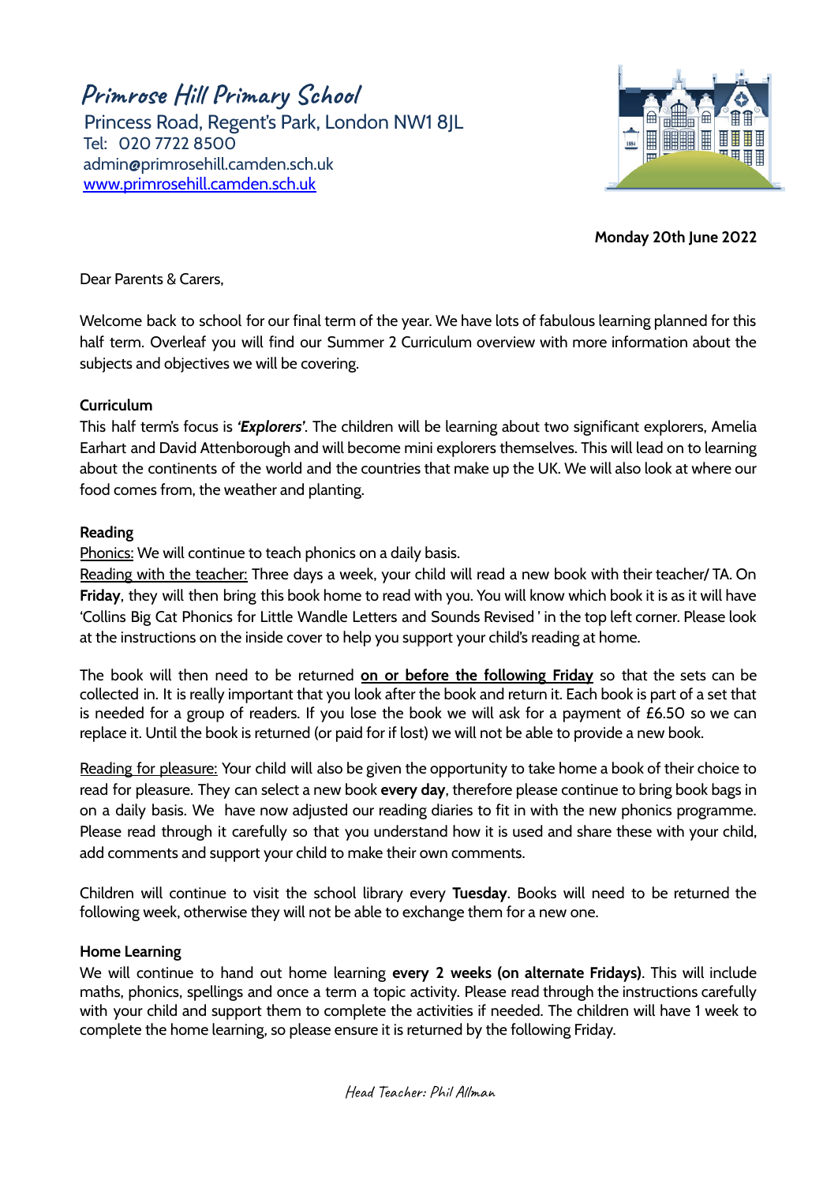# Primrose Hill Primary School

Princess Road, Regent's Park, London NW1 8JL
Tel: 020 7722 8500
admin@primrosehill.camden.sch.uk
www.primrosehill.camden.sch.uk

**Monday 20th June 2022**

Dear Parents & Carers,

Welcome back to school for our final term of the year. We have lots of fabulous learning planned for this half term. Overleaf you will find our Summer 2 Curriculum overview with more information about the subjects and objectives we will be covering.

**Curriculum**

This half term's focus is ***'Explorers'***. The children will be learning about two significant explorers, Amelia Earhart and David Attenborough and will become mini explorers themselves. This will lead on to learning about the continents of the world and the countries that make up the UK. We will also look at where our food comes from, the weather and planting.

**Reading**

Phonics: We will continue to teach phonics on a daily basis.

Reading with the teacher: Three days a week, your child will read a new book with their teacher/ TA. On **Friday**, they will then bring this book home to read with you. You will know which book it is as it will have 'Collins Big Cat Phonics for Little Wandle Letters and Sounds Revised ' in the top left corner. Please look at the instructions on the inside cover to help you support your child's reading at home.

The book will then need to be returned **on or before the following Friday** so that the sets can be collected in. It is really important that you look after the book and return it. Each book is part of a set that is needed for a group of readers. If you lose the book we will ask for a payment of £6.50 so we can replace it. Until the book is returned (or paid for if lost) we will not be able to provide a new book.

Reading for pleasure: Your child will also be given the opportunity to take home a book of their choice to read for pleasure. They can select a new book **every day**, therefore please continue to bring book bags in on a daily basis. We have now adjusted our reading diaries to fit in with the new phonics programme. Please read through it carefully so that you understand how it is used and share these with your child, add comments and support your child to make their own comments.

Children will continue to visit the school library every **Tuesday**. Books will need to be returned the following week, otherwise they will not be able to exchange them for a new one.

**Home Learning**

We will continue to hand out home learning **every 2 weeks (on alternate Fridays)**. This will include maths, phonics, spellings and once a term a topic activity. Please read through the instructions carefully with your child and support them to complete the activities if needed. The children will have 1 week to complete the home learning, so please ensure it is returned by the following Friday.

Head Teacher: Phil Allman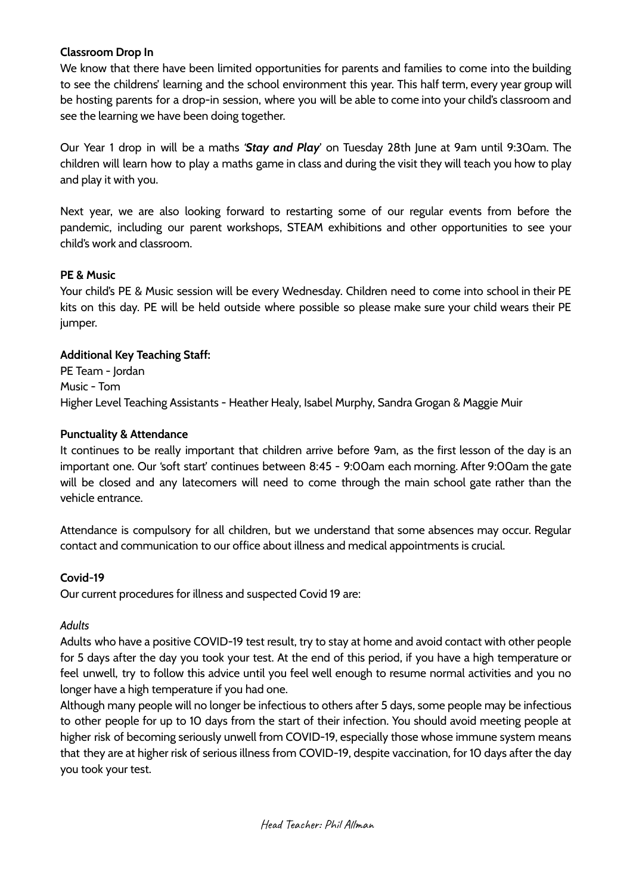**Classroom Drop In**

We know that there have been limited opportunities for parents and families to come into the building to see the childrens' learning and the school environment this year. This half term, every year group will be hosting parents for a drop-in session, where you will be able to come into your child's classroom and see the learning we have been doing together.

Our Year 1 drop in will be a maths '***Stay and Play***' on Tuesday 28th June at 9am until 9:30am. The children will learn how to play a maths game in class and during the visit they will teach you how to play and play it with you.

Next year, we are also looking forward to restarting some of our regular events from before the pandemic, including our parent workshops, STEAM exhibitions and other opportunities to see your child's work and classroom.

**PE & Music**

Your child's PE & Music session will be every Wednesday. Children need to come into school in their PE kits on this day. PE will be held outside where possible so please make sure your child wears their PE jumper.

**Additional Key Teaching Staff:**

PE Team - Jordan
Music - Tom
Higher Level Teaching Assistants - Heather Healy, Isabel Murphy, Sandra Grogan & Maggie Muir

**Punctuality & Attendance**

It continues to be really important that children arrive before 9am, as the first lesson of the day is an important one. Our 'soft start' continues between 8:45 - 9:00am each morning. After 9:00am the gate will be closed and any latecomers will need to come through the main school gate rather than the vehicle entrance.

Attendance is compulsory for all children, but we understand that some absences may occur. Regular contact and communication to our office about illness and medical appointments is crucial.

**Covid-19**

Our current procedures for illness and suspected Covid 19 are:

*Adults*

Adults who have a positive COVID-19 test result, try to stay at home and avoid contact with other people for 5 days after the day you took your test. At the end of this period, if you have a high temperature or feel unwell, try to follow this advice until you feel well enough to resume normal activities and you no longer have a high temperature if you had one.

Although many people will no longer be infectious to others after 5 days, some people may be infectious to other people for up to 10 days from the start of their infection. You should avoid meeting people at higher risk of becoming seriously unwell from COVID-19, especially those whose immune system means that they are at higher risk of serious illness from COVID-19, despite vaccination, for 10 days after the day you took your test.

Head Teacher: Phil Allman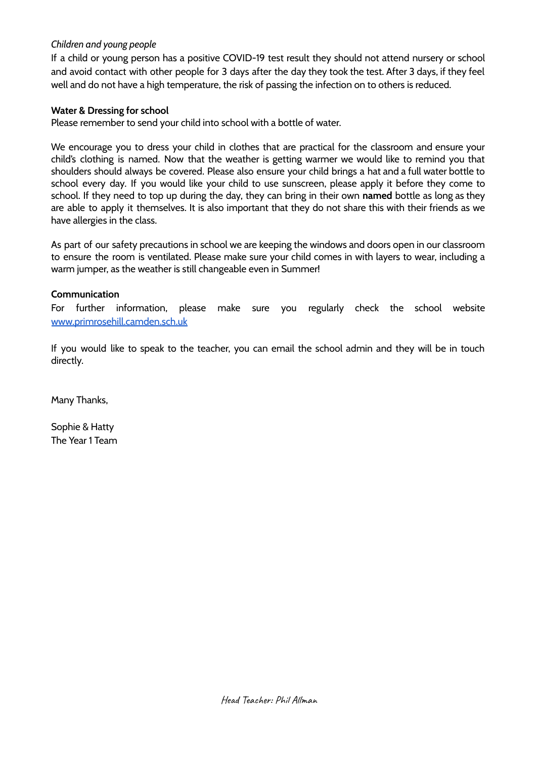*Children and young people*

If a child or young person has a positive COVID-19 test result they should not attend nursery or school and avoid contact with other people for 3 days after the day they took the test. After 3 days, if they feel well and do not have a high temperature, the risk of passing the infection on to others is reduced.

**Water & Dressing for school**

Please remember to send your child into school with a bottle of water.

We encourage you to dress your child in clothes that are practical for the classroom and ensure your child's clothing is named. Now that the weather is getting warmer we would like to remind you that shoulders should always be covered. Please also ensure your child brings a hat and a full water bottle to school every day. If you would like your child to use sunscreen, please apply it before they come to school. If they need to top up during the day, they can bring in their own **named** bottle as long as they are able to apply it themselves. It is also important that they do not share this with their friends as we have allergies in the class.

As part of our safety precautions in school we are keeping the windows and doors open in our classroom to ensure the room is ventilated. Please make sure your child comes in with layers to wear, including a warm jumper, as the weather is still changeable even in Summer!

**Communication**

For further information, please make sure you regularly check the school website [www.primrosehill.camden.sch.uk](http://www.primrosehill.camden.sch.uk)

If you would like to speak to the teacher, you can email the school admin and they will be in touch directly.

Many Thanks,

Sophie & Hatty
The Year 1 Team

Head Teacher: Phil Allman